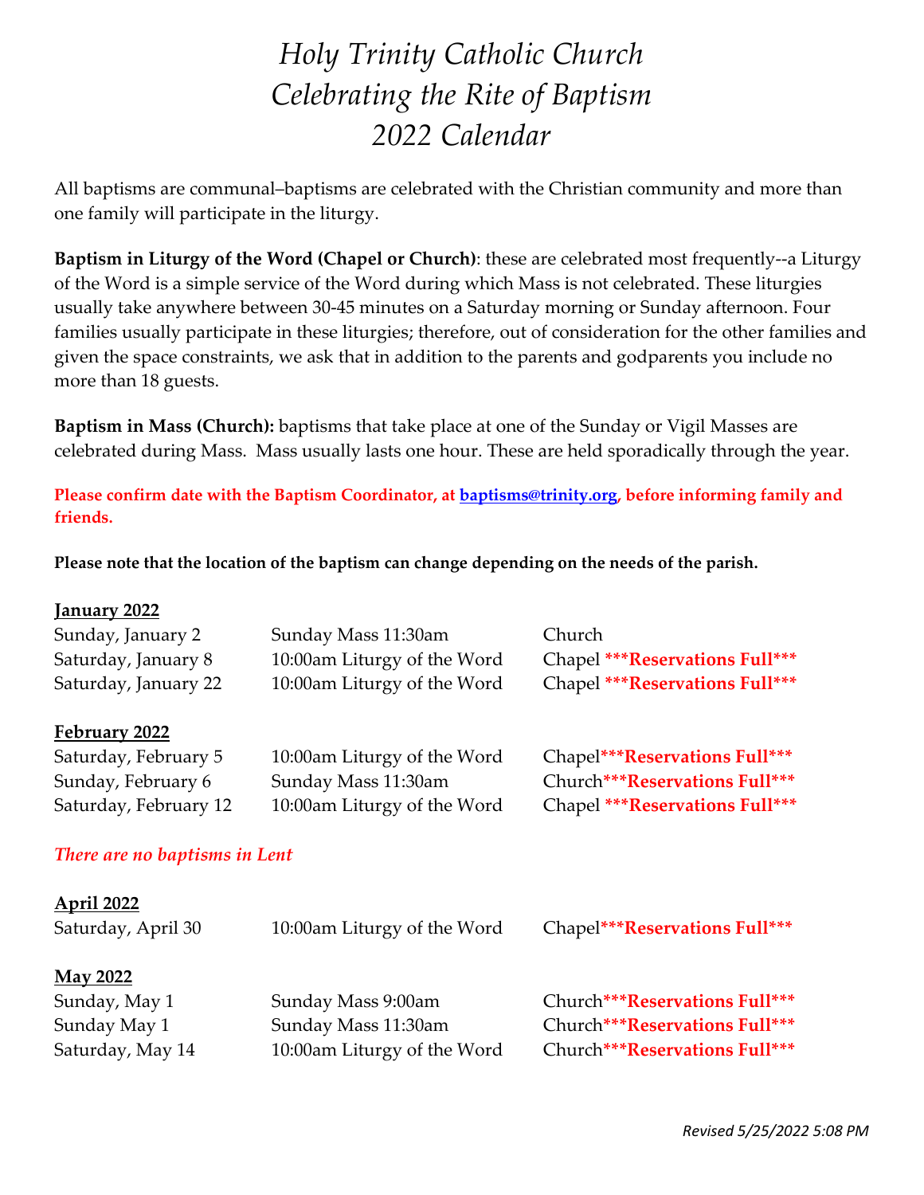# *Holy Trinity Catholic Church*
# *Celebrating the Rite of Baptism*
# *2022 Calendar*

All baptisms are communal–baptisms are celebrated with the Christian community and more than one family will participate in the liturgy.

**Baptism in Liturgy of the Word (Chapel or Church)**: these are celebrated most frequently--a Liturgy of the Word is a simple service of the Word during which Mass is not celebrated. These liturgies usually take anywhere between 30-45 minutes on a Saturday morning or Sunday afternoon. Four families usually participate in these liturgies; therefore, out of consideration for the other families and given the space constraints, we ask that in addition to the parents and godparents you include no more than 18 guests.

**Baptism in Mass (Church):** baptisms that take place at one of the Sunday or Vigil Masses are celebrated during Mass. Mass usually lasts one hour. These are held sporadically through the year.

**Please confirm date with the Baptism Coordinator, at baptisms@trinity.org, before informing family and friends.**

**Please note that the location of the baptism can change depending on the needs of the parish.**

**January 2022**

| | | |
|---|---|---|
| Sunday, January 2 | Sunday Mass 11:30am | Church |
| Saturday, January 8 | 10:00am Liturgy of the Word | Chapel ***Reservations Full*** |
| Saturday, January 22 | 10:00am Liturgy of the Word | Chapel ***Reservations Full*** |

**February 2022**

| | | |
|---|---|---|
| Saturday, February 5 | 10:00am Liturgy of the Word | Chapel***Reservations Full*** |
| Sunday, February 6 | Sunday Mass 11:30am | Church***Reservations Full*** |
| Saturday, February 12 | 10:00am Liturgy of the Word | Chapel ***Reservations Full*** |

*There are no baptisms in Lent*

**April 2022**

| | | |
|---|---|---|
| Saturday, April 30 | 10:00am Liturgy of the Word | Chapel***Reservations Full*** |

**May 2022**

| | | |
|---|---|---|
| Sunday, May 1 | Sunday Mass 9:00am | Church***Reservations Full*** |
| Sunday May 1 | Sunday Mass 11:30am | Church***Reservations Full*** |
| Saturday, May 14 | 10:00am Liturgy of the Word | Church***Reservations Full*** |

*Revised 5/25/2022 5:08 PM*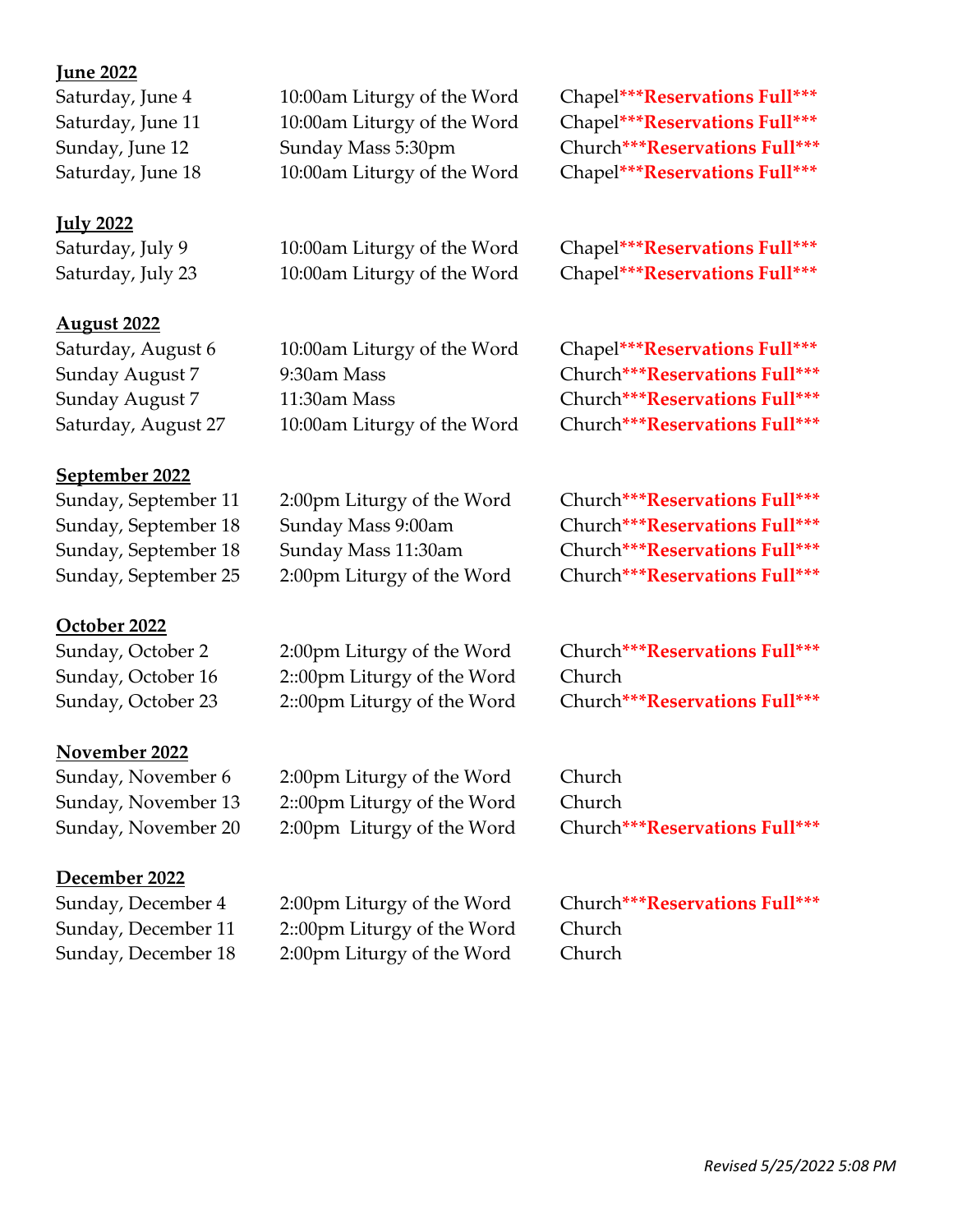**June 2022**

| | | |
|---|---|---|
| Saturday, June 4 | 10:00am Liturgy of the Word | Chapel***Reservations Full*** |
| Saturday, June 11 | 10:00am Liturgy of the Word | Chapel***Reservations Full*** |
| Sunday, June 12 | Sunday Mass 5:30pm | Church***Reservations Full*** |
| Saturday, June 18 | 10:00am Liturgy of the Word | Chapel***Reservations Full*** |

**July 2022**

| | | |
|---|---|---|
| Saturday, July 9 | 10:00am Liturgy of the Word | Chapel***Reservations Full*** |
| Saturday, July 23 | 10:00am Liturgy of the Word | Chapel***Reservations Full*** |

**August 2022**

| | | |
|---|---|---|
| Saturday, August 6 | 10:00am Liturgy of the Word | Chapel***Reservations Full*** |
| Sunday August 7 | 9:30am Mass | Church***Reservations Full*** |
| Sunday August 7 | 11:30am Mass | Church***Reservations Full*** |
| Saturday, August 27 | 10:00am Liturgy of the Word | Church***Reservations Full*** |

**September 2022**

| | | |
|---|---|---|
| Sunday, September 11 | 2:00pm Liturgy of the Word | Church***Reservations Full*** |
| Sunday, September 18 | Sunday Mass 9:00am | Church***Reservations Full*** |
| Sunday, September 18 | Sunday Mass 11:30am | Church***Reservations Full*** |
| Sunday, September 25 | 2:00pm Liturgy of the Word | Church***Reservations Full*** |

**October 2022**

| | | |
|---|---|---|
| Sunday, October 2 | 2:00pm Liturgy of the Word | Church***Reservations Full*** |
| Sunday, October 16 | 2::00pm Liturgy of the Word | Church |
| Sunday, October 23 | 2::00pm Liturgy of the Word | Church***Reservations Full*** |

**November 2022**

| | | |
|---|---|---|
| Sunday, November 6 | 2:00pm Liturgy of the Word | Church |
| Sunday, November 13 | 2::00pm Liturgy of the Word | Church |
| Sunday, November 20 | 2:00pm Liturgy of the Word | Church***Reservations Full*** |

**December 2022**

| | | |
|---|---|---|
| Sunday, December 4 | 2:00pm Liturgy of the Word | Church***Reservations Full*** |
| Sunday, December 11 | 2::00pm Liturgy of the Word | Church |
| Sunday, December 18 | 2:00pm Liturgy of the Word | Church |

*Revised 5/25/2022 5:08 PM*